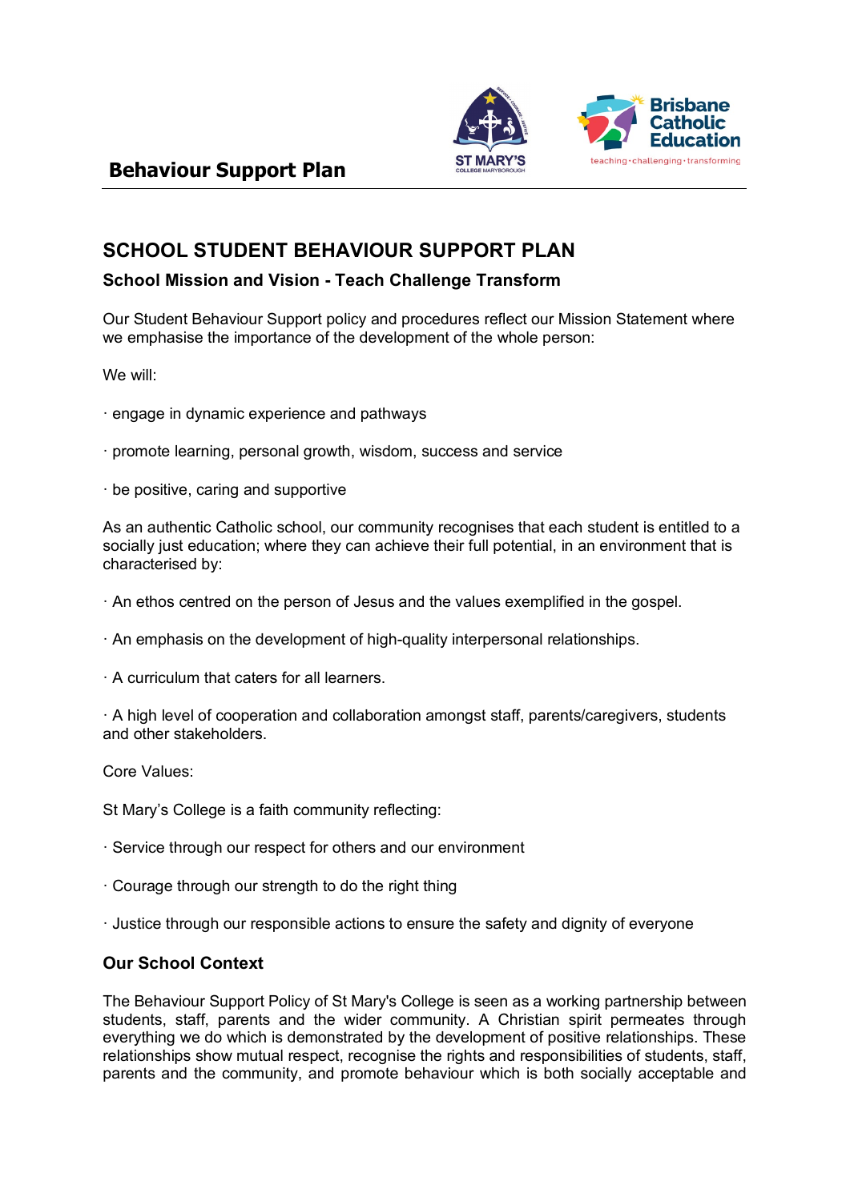# Behaviour Support Plan

## SCHOOL STUDENT BEHAVIOUR SUPPORT PLAN

### School Mission and Vision - Teach Challenge Transform

Our Student Behaviour Support policy and procedures reflect our Mission Statement where we emphasise the importance of the development of the whole person:

We will:

· engage in dynamic experience and pathways

· promote learning, personal growth, wisdom, success and service

· be positive, caring and supportive

As an authentic Catholic school, our community recognises that each student is entitled to a socially just education; where they can achieve their full potential, in an environment that is characterised by:

· An ethos centred on the person of Jesus and the values exemplified in the gospel.

· An emphasis on the development of high-quality interpersonal relationships.

· A curriculum that caters for all learners.

· A high level of cooperation and collaboration amongst staff, parents/caregivers, students and other stakeholders.

Core Values:

St Mary's College is a faith community reflecting:

· Service through our respect for others and our environment

· Courage through our strength to do the right thing

· Justice through our responsible actions to ensure the safety and dignity of everyone

### Our School Context

The Behaviour Support Policy of St Mary's College is seen as a working partnership between students, staff, parents and the wider community. A Christian spirit permeates through everything we do which is demonstrated by the development of positive relationships. These relationships show mutual respect, recognise the rights and responsibilities of students, staff, parents and the community, and promote behaviour which is both socially acceptable and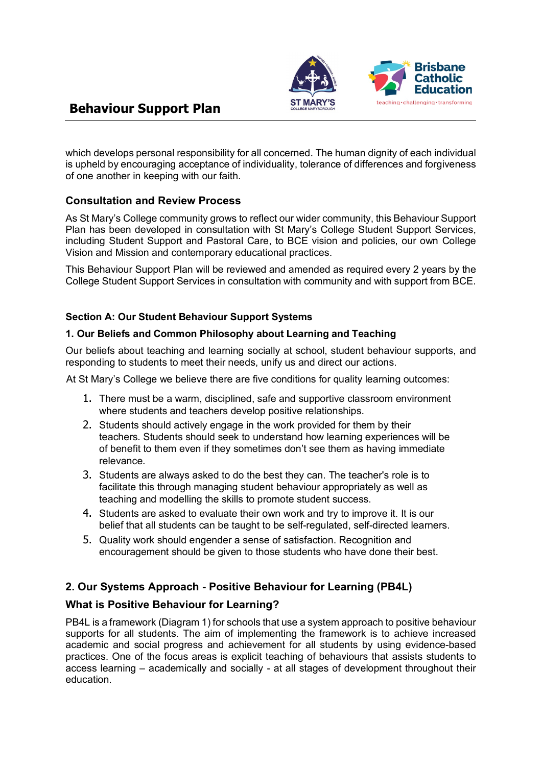which develops personal responsibility for all concerned. The human dignity of each individual is upheld by encouraging acceptance of individuality, tolerance of differences and forgiveness of one another in keeping with our faith.

## Consultation and Review Process

As St Mary's College community grows to reflect our wider community, this Behaviour Support Plan has been developed in consultation with St Mary's College Student Support Services, including Student Support and Pastoral Care, to BCE vision and policies, our own College Vision and Mission and contemporary educational practices.

This Behaviour Support Plan will be reviewed and amended as required every 2 years by the College Student Support Services in consultation with community and with support from BCE.

### Section A: Our Student Behaviour Support Systems

### 1. Our Beliefs and Common Philosophy about Learning and Teaching

Our beliefs about teaching and learning socially at school, student behaviour supports, and responding to students to meet their needs, unify us and direct our actions.

At St Mary's College we believe there are five conditions for quality learning outcomes:

1. There must be a warm, disciplined, safe and supportive classroom environment where students and teachers develop positive relationships.
2. Students should actively engage in the work provided for them by their teachers. Students should seek to understand how learning experiences will be of benefit to them even if they sometimes don't see them as having immediate relevance.
3. Students are always asked to do the best they can. The teacher's role is to facilitate this through managing student behaviour appropriately as well as teaching and modelling the skills to promote student success.
4. Students are asked to evaluate their own work and try to improve it. It is our belief that all students can be taught to be self-regulated, self-directed learners.
5. Quality work should engender a sense of satisfaction. Recognition and encouragement should be given to those students who have done their best.

## 2. Our Systems Approach - Positive Behaviour for Learning (PB4L)

### What is Positive Behaviour for Learning?

PB4L is a framework (Diagram 1) for schools that use a system approach to positive behaviour supports for all students. The aim of implementing the framework is to achieve increased academic and social progress and achievement for all students by using evidence-based practices. One of the focus areas is explicit teaching of behaviours that assists students to access learning – academically and socially - at all stages of development throughout their education.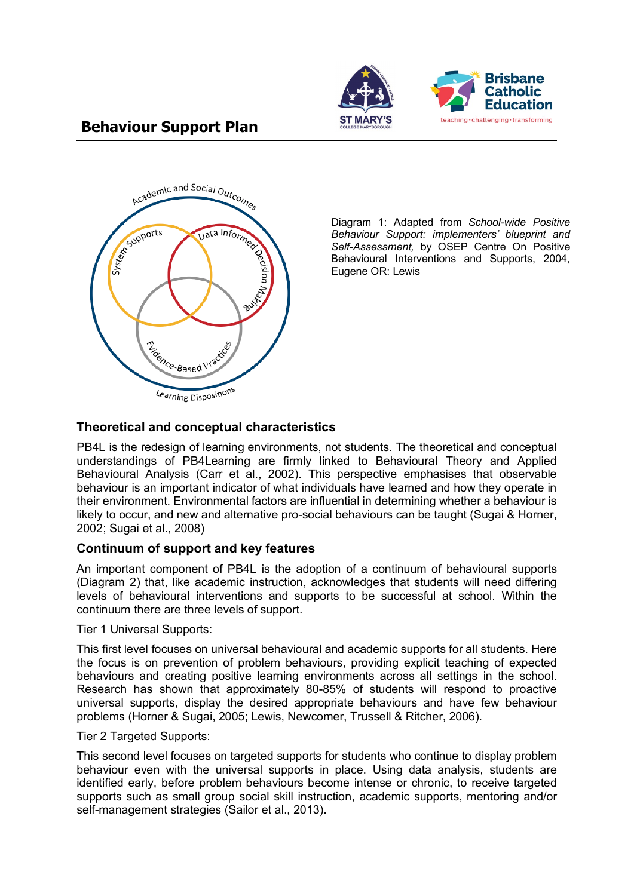# Behaviour Support Plan

Diagram 1: Adapted from *School-wide Positive Behaviour Support: implementers' blueprint and Self-Assessment,* by OSEP Centre On Positive Behavioural Interventions and Supports, 2004, Eugene OR: Lewis

## Theoretical and conceptual characteristics

PB4L is the redesign of learning environments, not students. The theoretical and conceptual understandings of PB4Learning are firmly linked to Behavioural Theory and Applied Behavioural Analysis (Carr et al., 2002). This perspective emphasises that observable behaviour is an important indicator of what individuals have learned and how they operate in their environment. Environmental factors are influential in determining whether a behaviour is likely to occur, and new and alternative pro-social behaviours can be taught (Sugai & Horner, 2002; Sugai et al., 2008)

## Continuum of support and key features

An important component of PB4L is the adoption of a continuum of behavioural supports (Diagram 2) that, like academic instruction, acknowledges that students will need differing levels of behavioural interventions and supports to be successful at school. Within the continuum there are three levels of support.

Tier 1 Universal Supports:

This first level focuses on universal behavioural and academic supports for all students. Here the focus is on prevention of problem behaviours, providing explicit teaching of expected behaviours and creating positive learning environments across all settings in the school. Research has shown that approximately 80-85% of students will respond to proactive universal supports, display the desired appropriate behaviours and have few behaviour problems (Horner & Sugai, 2005; Lewis, Newcomer, Trussell & Ritcher, 2006).

Tier 2 Targeted Supports:

This second level focuses on targeted supports for students who continue to display problem behaviour even with the universal supports in place. Using data analysis, students are identified early, before problem behaviours become intense or chronic, to receive targeted supports such as small group social skill instruction, academic supports, mentoring and/or self-management strategies (Sailor et al., 2013).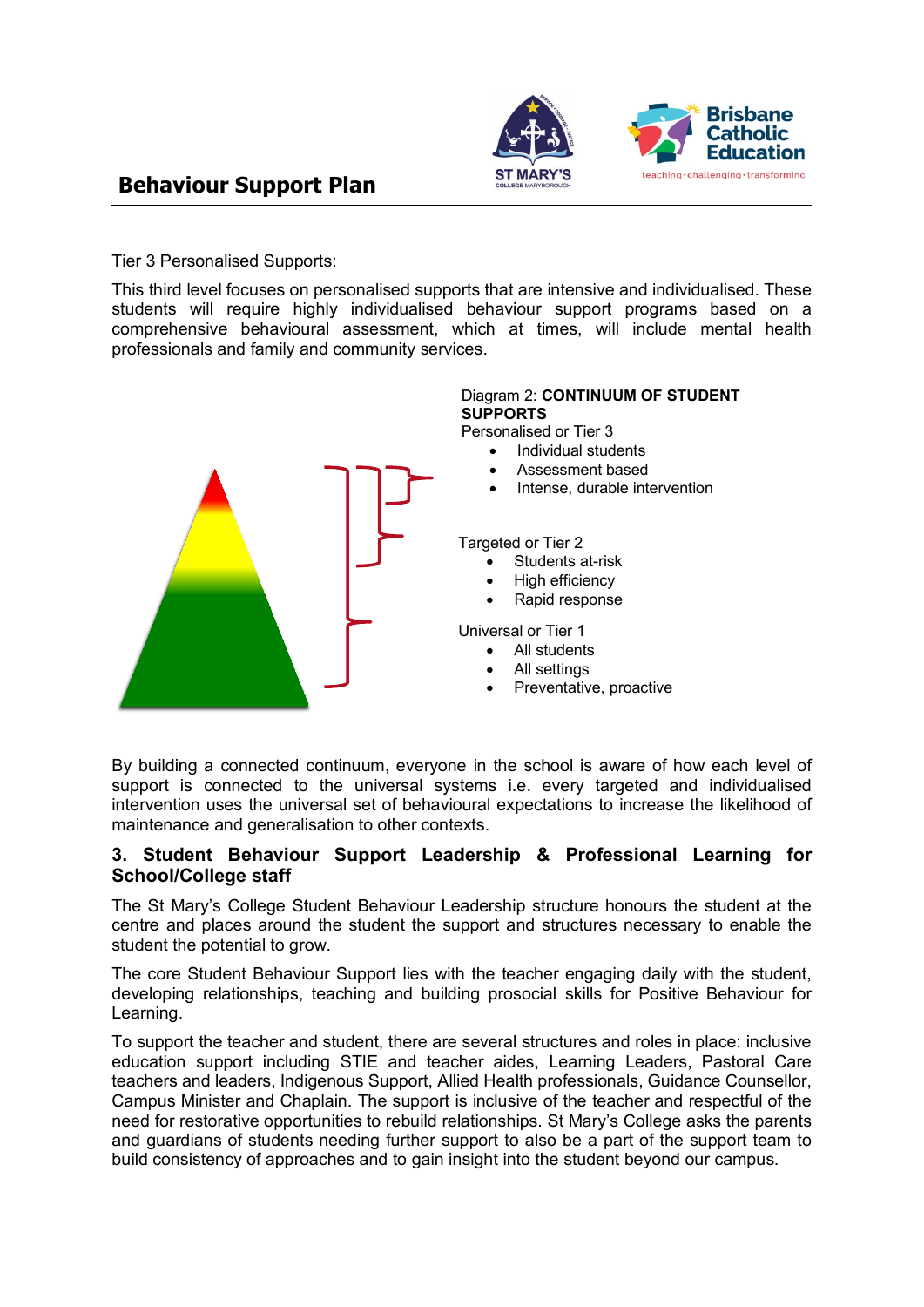Tier 3 Personalised Supports:

This third level focuses on personalised supports that are intensive and individualised. These students will require highly individualised behaviour support programs based on a comprehensive behavioural assessment, which at times, will include mental health professionals and family and community services.

Diagram 2: **CONTINUUM OF STUDENT SUPPORTS**

Personalised or Tier 3

- Individual students
- Assessment based
- Intense, durable intervention

Targeted or Tier 2

- Students at-risk
- High efficiency
- Rapid response

Universal or Tier 1

- All students
- All settings
- Preventative, proactive

By building a connected continuum, everyone in the school is aware of how each level of support is connected to the universal systems i.e. every targeted and individualised intervention uses the universal set of behavioural expectations to increase the likelihood of maintenance and generalisation to other contexts.

## 3. Student Behaviour Support Leadership & Professional Learning for School/College staff

The St Mary's College Student Behaviour Leadership structure honours the student at the centre and places around the student the support and structures necessary to enable the student the potential to grow.

The core Student Behaviour Support lies with the teacher engaging daily with the student, developing relationships, teaching and building prosocial skills for Positive Behaviour for Learning.

To support the teacher and student, there are several structures and roles in place: inclusive education support including STIE and teacher aides, Learning Leaders, Pastoral Care teachers and leaders, Indigenous Support, Allied Health professionals, Guidance Counsellor, Campus Minister and Chaplain. The support is inclusive of the teacher and respectful of the need for restorative opportunities to rebuild relationships. St Mary's College asks the parents and guardians of students needing further support to also be a part of the support team to build consistency of approaches and to gain insight into the student beyond our campus.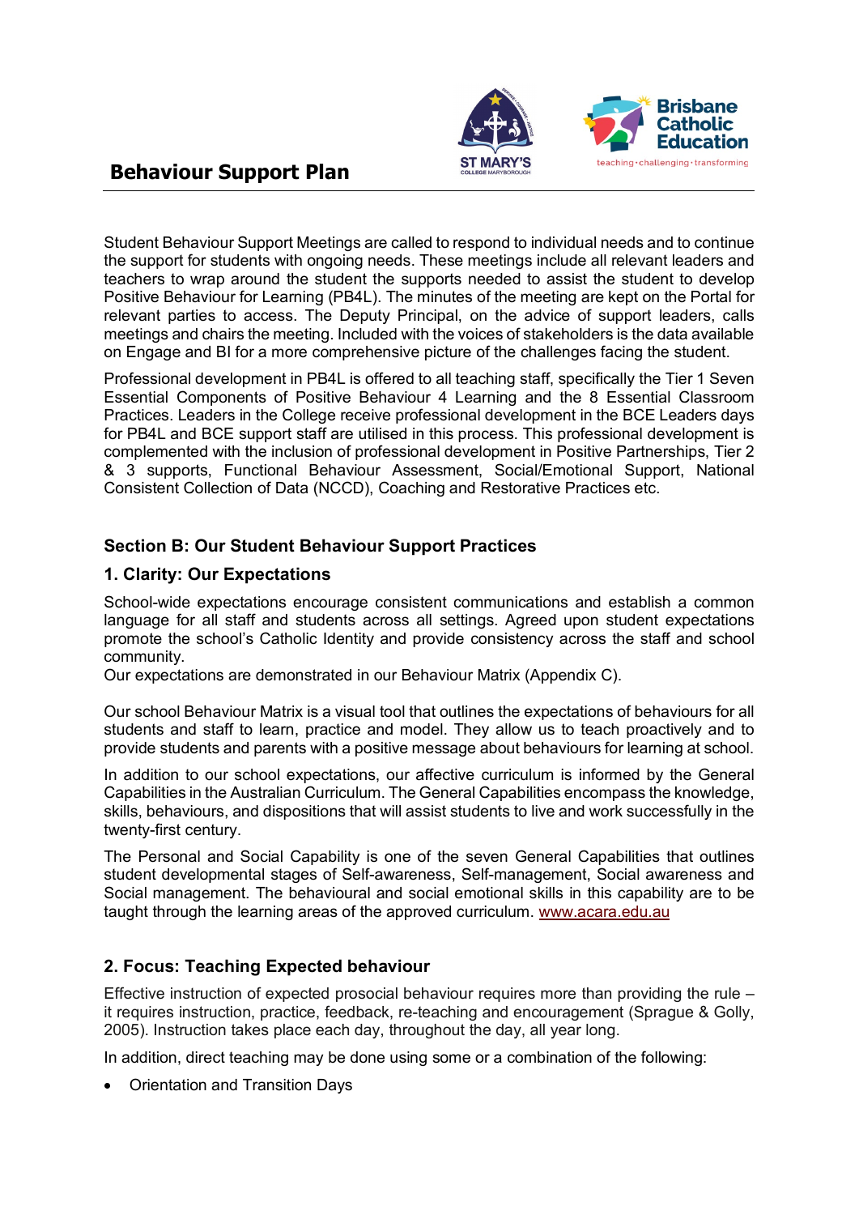Student Behaviour Support Meetings are called to respond to individual needs and to continue the support for students with ongoing needs. These meetings include all relevant leaders and teachers to wrap around the student the supports needed to assist the student to develop Positive Behaviour for Learning (PB4L). The minutes of the meeting are kept on the Portal for relevant parties to access. The Deputy Principal, on the advice of support leaders, calls meetings and chairs the meeting. Included with the voices of stakeholders is the data available on Engage and BI for a more comprehensive picture of the challenges facing the student.

Professional development in PB4L is offered to all teaching staff, specifically the Tier 1 Seven Essential Components of Positive Behaviour 4 Learning and the 8 Essential Classroom Practices. Leaders in the College receive professional development in the BCE Leaders days for PB4L and BCE support staff are utilised in this process. This professional development is complemented with the inclusion of professional development in Positive Partnerships, Tier 2 & 3 supports, Functional Behaviour Assessment, Social/Emotional Support, National Consistent Collection of Data (NCCD), Coaching and Restorative Practices etc.

### Section B: Our Student Behaviour Support Practices

### 1. Clarity: Our Expectations

School-wide expectations encourage consistent communications and establish a common language for all staff and students across all settings. Agreed upon student expectations promote the school's Catholic Identity and provide consistency across the staff and school community.
Our expectations are demonstrated in our Behaviour Matrix (Appendix C).

Our school Behaviour Matrix is a visual tool that outlines the expectations of behaviours for all students and staff to learn, practice and model. They allow us to teach proactively and to provide students and parents with a positive message about behaviours for learning at school.

In addition to our school expectations, our affective curriculum is informed by the General Capabilities in the Australian Curriculum. The General Capabilities encompass the knowledge, skills, behaviours, and dispositions that will assist students to live and work successfully in the twenty-first century.

The Personal and Social Capability is one of the seven General Capabilities that outlines student developmental stages of Self-awareness, Self-management, Social awareness and Social management. The behavioural and social emotional skills in this capability are to be taught through the learning areas of the approved curriculum. www.acara.edu.au

### 2. Focus: Teaching Expected behaviour

Effective instruction of expected prosocial behaviour requires more than providing the rule – it requires instruction, practice, feedback, re-teaching and encouragement (Sprague & Golly, 2005). Instruction takes place each day, throughout the day, all year long.

In addition, direct teaching may be done using some or a combination of the following:

- Orientation and Transition Days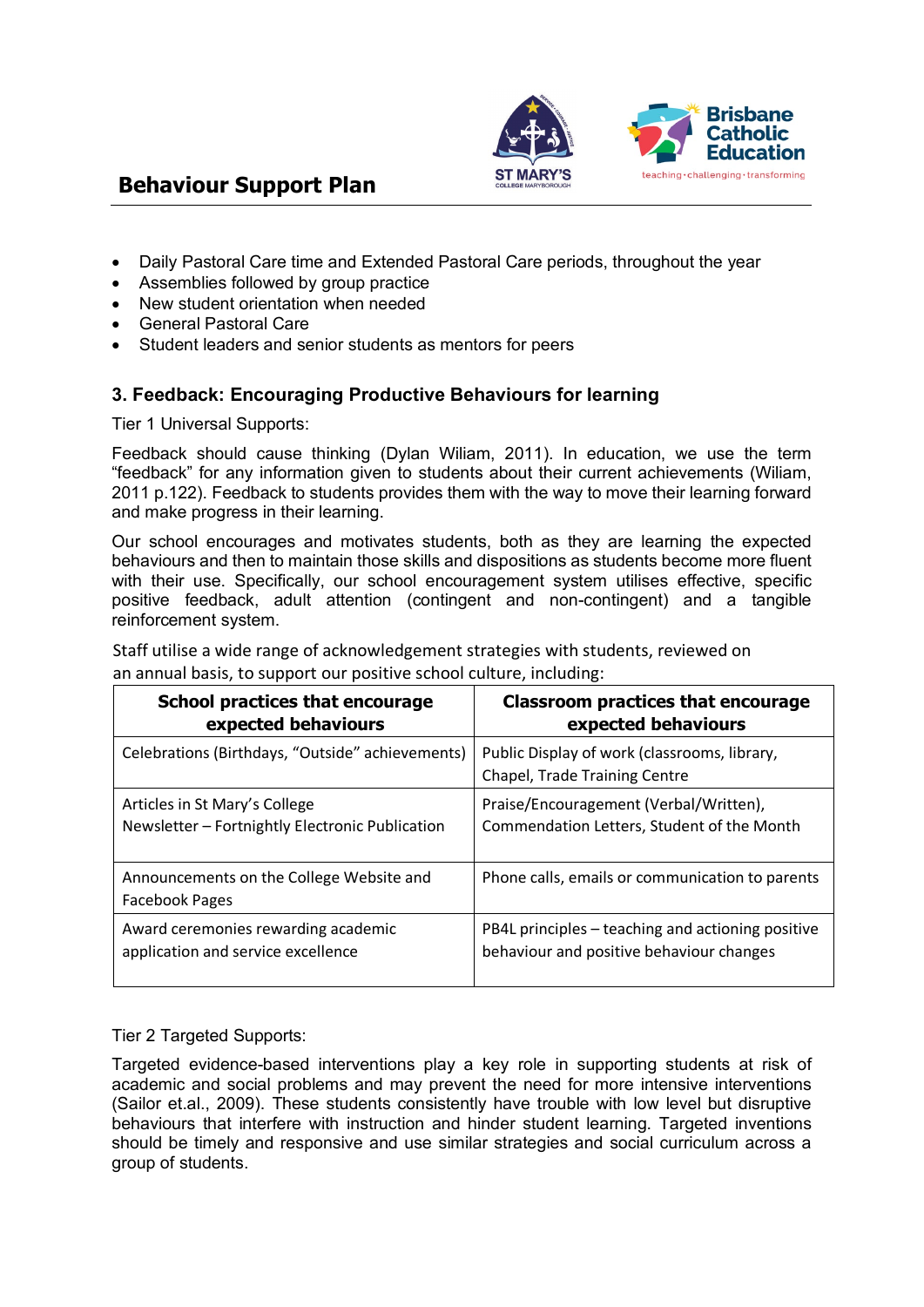- Daily Pastoral Care time and Extended Pastoral Care periods, throughout the year
- Assemblies followed by group practice
- New student orientation when needed
- General Pastoral Care
- Student leaders and senior students as mentors for peers

## 3. Feedback: Encouraging Productive Behaviours for learning

Tier 1 Universal Supports:

Feedback should cause thinking (Dylan Wiliam, 2011). In education, we use the term "feedback" for any information given to students about their current achievements (Wiliam, 2011 p.122). Feedback to students provides them with the way to move their learning forward and make progress in their learning.

Our school encourages and motivates students, both as they are learning the expected behaviours and then to maintain those skills and dispositions as students become more fluent with their use. Specifically, our school encouragement system utilises effective, specific positive feedback, adult attention (contingent and non-contingent) and a tangible reinforcement system.

Staff utilise a wide range of acknowledgement strategies with students, reviewed on an annual basis, to support our positive school culture, including:

| School practices that encourage expected behaviours | Classroom practices that encourage expected behaviours |
|---|---|
| Celebrations (Birthdays, "Outside" achievements) | Public Display of work (classrooms, library, Chapel, Trade Training Centre |
| Articles in St Mary's College Newsletter – Fortnightly Electronic Publication | Praise/Encouragement (Verbal/Written), Commendation Letters, Student of the Month |
| Announcements on the College Website and Facebook Pages | Phone calls, emails or communication to parents |
| Award ceremonies rewarding academic application and service excellence | PB4L principles – teaching and actioning positive behaviour and positive behaviour changes |

Tier 2 Targeted Supports:

Targeted evidence-based interventions play a key role in supporting students at risk of academic and social problems and may prevent the need for more intensive interventions (Sailor et.al., 2009). These students consistently have trouble with low level but disruptive behaviours that interfere with instruction and hinder student learning. Targeted inventions should be timely and responsive and use similar strategies and social curriculum across a group of students.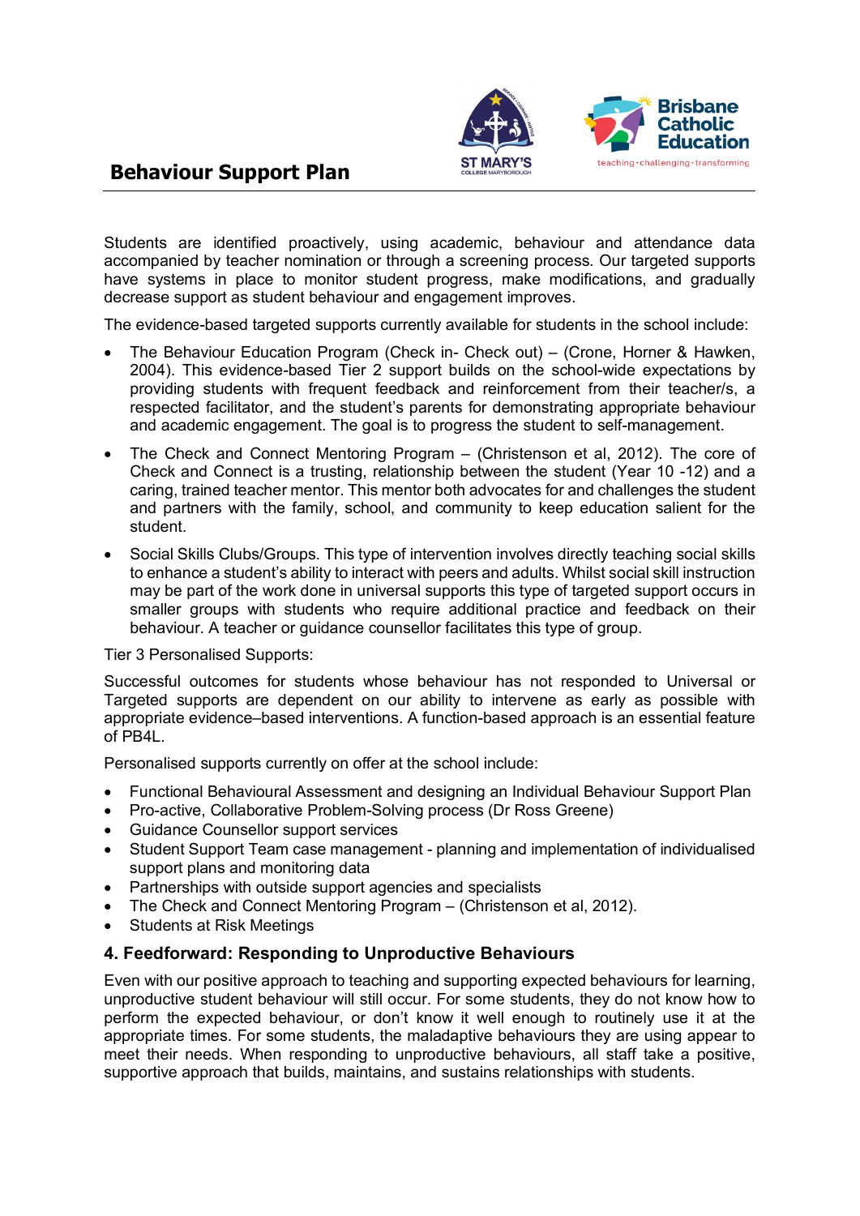Students are identified proactively, using academic, behaviour and attendance data accompanied by teacher nomination or through a screening process. Our targeted supports have systems in place to monitor student progress, make modifications, and gradually decrease support as student behaviour and engagement improves.

The evidence-based targeted supports currently available for students in the school include:

- The Behaviour Education Program (Check in- Check out) – (Crone, Horner & Hawken, 2004). This evidence-based Tier 2 support builds on the school-wide expectations by providing students with frequent feedback and reinforcement from their teacher/s, a respected facilitator, and the student's parents for demonstrating appropriate behaviour and academic engagement. The goal is to progress the student to self-management.
- The Check and Connect Mentoring Program – (Christenson et al, 2012). The core of Check and Connect is a trusting, relationship between the student (Year 10 -12) and a caring, trained teacher mentor. This mentor both advocates for and challenges the student and partners with the family, school, and community to keep education salient for the student.
- Social Skills Clubs/Groups. This type of intervention involves directly teaching social skills to enhance a student's ability to interact with peers and adults. Whilst social skill instruction may be part of the work done in universal supports this type of targeted support occurs in smaller groups with students who require additional practice and feedback on their behaviour. A teacher or guidance counsellor facilitates this type of group.

Tier 3 Personalised Supports:

Successful outcomes for students whose behaviour has not responded to Universal or Targeted supports are dependent on our ability to intervene as early as possible with appropriate evidence–based interventions. A function-based approach is an essential feature of PB4L.

Personalised supports currently on offer at the school include:

- Functional Behavioural Assessment and designing an Individual Behaviour Support Plan
- Pro-active, Collaborative Problem-Solving process (Dr Ross Greene)
- Guidance Counsellor support services
- Student Support Team case management - planning and implementation of individualised support plans and monitoring data
- Partnerships with outside support agencies and specialists
- The Check and Connect Mentoring Program – (Christenson et al, 2012).
- Students at Risk Meetings

### 4. Feedforward: Responding to Unproductive Behaviours

Even with our positive approach to teaching and supporting expected behaviours for learning, unproductive student behaviour will still occur. For some students, they do not know how to perform the expected behaviour, or don't know it well enough to routinely use it at the appropriate times. For some students, the maladaptive behaviours they are using appear to meet their needs. When responding to unproductive behaviours, all staff take a positive, supportive approach that builds, maintains, and sustains relationships with students.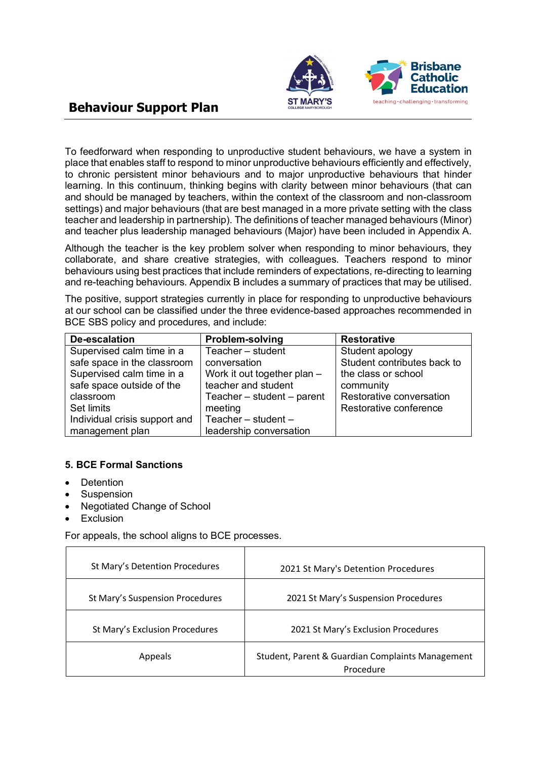# Behaviour Support Plan

To feedforward when responding to unproductive student behaviours, we have a system in place that enables staff to respond to minor unproductive behaviours efficiently and effectively, to chronic persistent minor behaviours and to major unproductive behaviours that hinder learning. In this continuum, thinking begins with clarity between minor behaviours (that can and should be managed by teachers, within the context of the classroom and non-classroom settings) and major behaviours (that are best managed in a more private setting with the class teacher and leadership in partnership). The definitions of teacher managed behaviours (Minor) and teacher plus leadership managed behaviours (Major) have been included in Appendix A.

Although the teacher is the key problem solver when responding to minor behaviours, they collaborate, and share creative strategies, with colleagues. Teachers respond to minor behaviours using best practices that include reminders of expectations, re-directing to learning and re-teaching behaviours. Appendix B includes a summary of practices that may be utilised.

The positive, support strategies currently in place for responding to unproductive behaviours at our school can be classified under the three evidence-based approaches recommended in BCE SBS policy and procedures, and include:

| De-escalation | Problem-solving | Restorative |
|---|---|---|
| Supervised calm time in a safe space in the classroom<br>Supervised calm time in a safe space outside of the classroom<br>Set limits<br>Individual crisis support and management plan | Teacher – student conversation<br>Work it out together plan – teacher and student<br>Teacher – student – parent meeting<br>Teacher – student – leadership conversation | Student apology<br>Student contributes back to the class or school community<br>Restorative conversation<br>Restorative conference |

### 5. BCE Formal Sanctions

- Detention
- Suspension
- Negotiated Change of School
- Exclusion

For appeals, the school aligns to BCE processes.

| | |
|---|---|
| St Mary's Detention Procedures | 2021 St Mary's Detention Procedures |
| St Mary's Suspension Procedures | 2021 St Mary's Suspension Procedures |
| St Mary's Exclusion Procedures | 2021 St Mary's Exclusion Procedures |
| Appeals | Student, Parent & Guardian Complaints Management Procedure |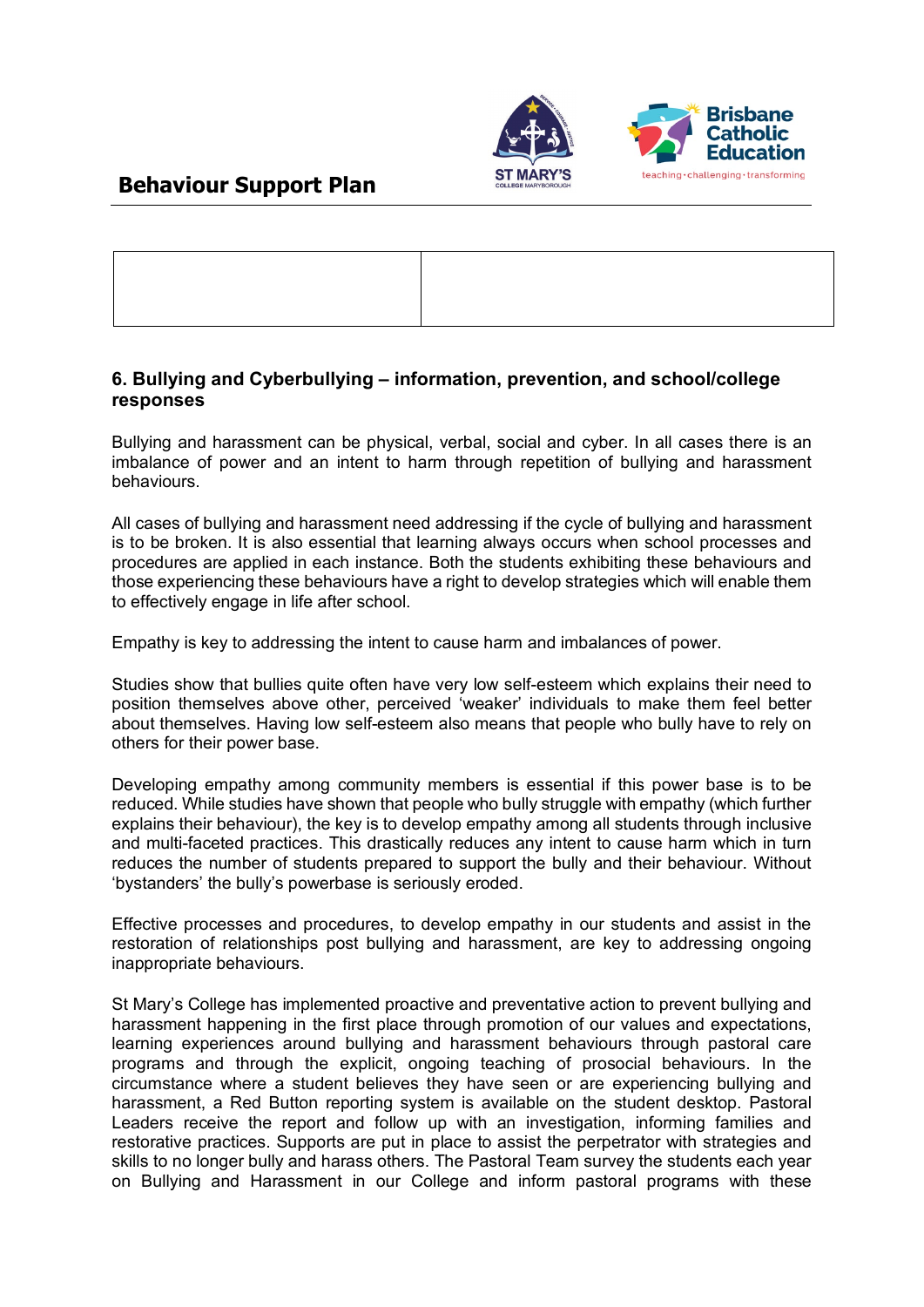## 6. Bullying and Cyberbullying – information, prevention, and school/college responses

Bullying and harassment can be physical, verbal, social and cyber. In all cases there is an imbalance of power and an intent to harm through repetition of bullying and harassment behaviours.

All cases of bullying and harassment need addressing if the cycle of bullying and harassment is to be broken. It is also essential that learning always occurs when school processes and procedures are applied in each instance. Both the students exhibiting these behaviours and those experiencing these behaviours have a right to develop strategies which will enable them to effectively engage in life after school.

Empathy is key to addressing the intent to cause harm and imbalances of power.

Studies show that bullies quite often have very low self-esteem which explains their need to position themselves above other, perceived 'weaker' individuals to make them feel better about themselves. Having low self-esteem also means that people who bully have to rely on others for their power base.

Developing empathy among community members is essential if this power base is to be reduced. While studies have shown that people who bully struggle with empathy (which further explains their behaviour), the key is to develop empathy among all students through inclusive and multi-faceted practices. This drastically reduces any intent to cause harm which in turn reduces the number of students prepared to support the bully and their behaviour. Without 'bystanders' the bully's powerbase is seriously eroded.

Effective processes and procedures, to develop empathy in our students and assist in the restoration of relationships post bullying and harassment, are key to addressing ongoing inappropriate behaviours.

St Mary's College has implemented proactive and preventative action to prevent bullying and harassment happening in the first place through promotion of our values and expectations, learning experiences around bullying and harassment behaviours through pastoral care programs and through the explicit, ongoing teaching of prosocial behaviours. In the circumstance where a student believes they have seen or are experiencing bullying and harassment, a Red Button reporting system is available on the student desktop. Pastoral Leaders receive the report and follow up with an investigation, informing families and restorative practices. Supports are put in place to assist the perpetrator with strategies and skills to no longer bully and harass others. The Pastoral Team survey the students each year on Bullying and Harassment in our College and inform pastoral programs with these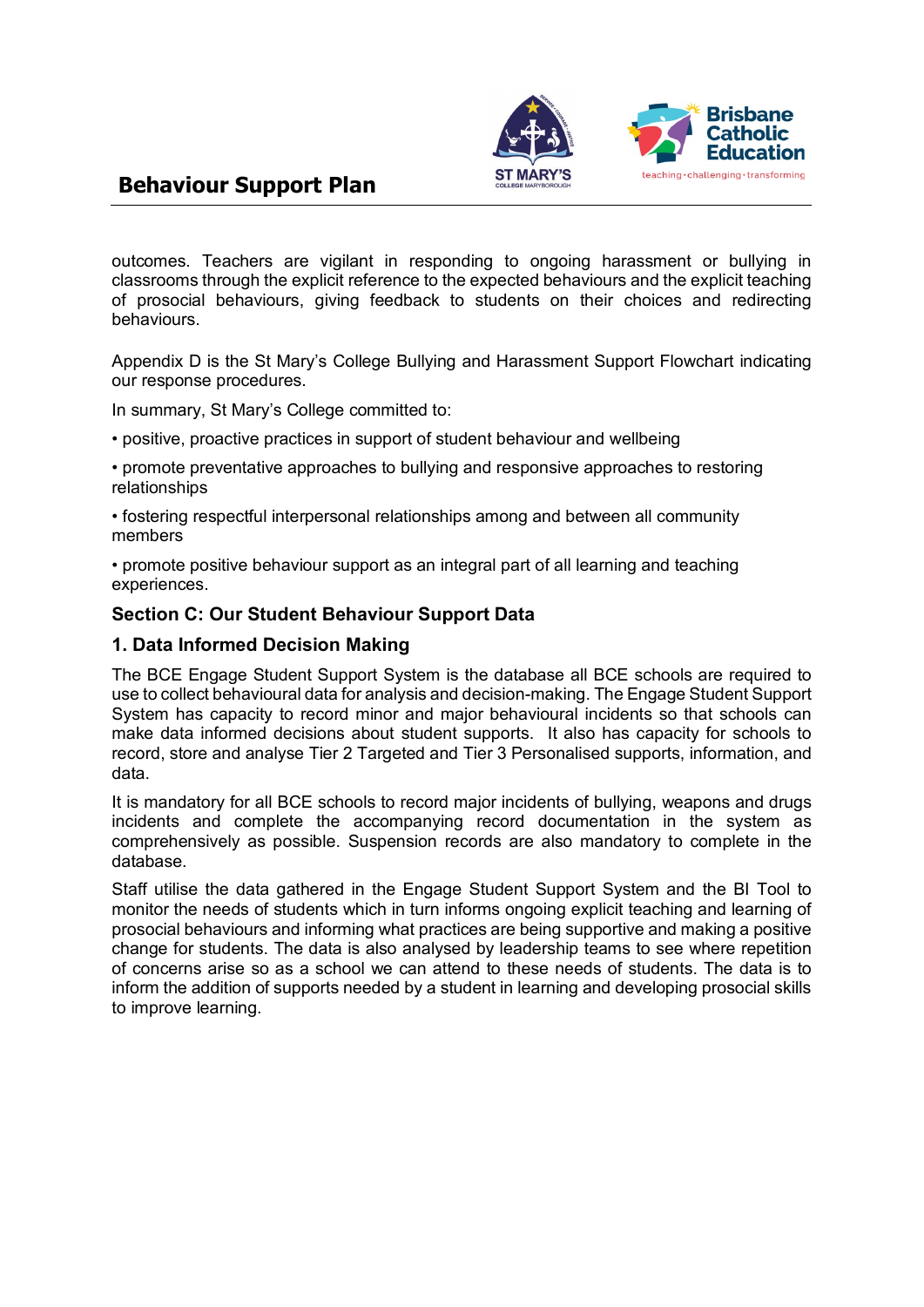outcomes. Teachers are vigilant in responding to ongoing harassment or bullying in classrooms through the explicit reference to the expected behaviours and the explicit teaching of prosocial behaviours, giving feedback to students on their choices and redirecting behaviours.

Appendix D is the St Mary's College Bullying and Harassment Support Flowchart indicating our response procedures.

In summary, St Mary's College committed to:

• positive, proactive practices in support of student behaviour and wellbeing

• promote preventative approaches to bullying and responsive approaches to restoring relationships

• fostering respectful interpersonal relationships among and between all community members

• promote positive behaviour support as an integral part of all learning and teaching experiences.

## Section C: Our Student Behaviour Support Data

### 1. Data Informed Decision Making

The BCE Engage Student Support System is the database all BCE schools are required to use to collect behavioural data for analysis and decision-making. The Engage Student Support System has capacity to record minor and major behavioural incidents so that schools can make data informed decisions about student supports. It also has capacity for schools to record, store and analyse Tier 2 Targeted and Tier 3 Personalised supports, information, and data.

It is mandatory for all BCE schools to record major incidents of bullying, weapons and drugs incidents and complete the accompanying record documentation in the system as comprehensively as possible. Suspension records are also mandatory to complete in the database.

Staff utilise the data gathered in the Engage Student Support System and the BI Tool to monitor the needs of students which in turn informs ongoing explicit teaching and learning of prosocial behaviours and informing what practices are being supportive and making a positive change for students. The data is also analysed by leadership teams to see where repetition of concerns arise so as a school we can attend to these needs of students. The data is to inform the addition of supports needed by a student in learning and developing prosocial skills to improve learning.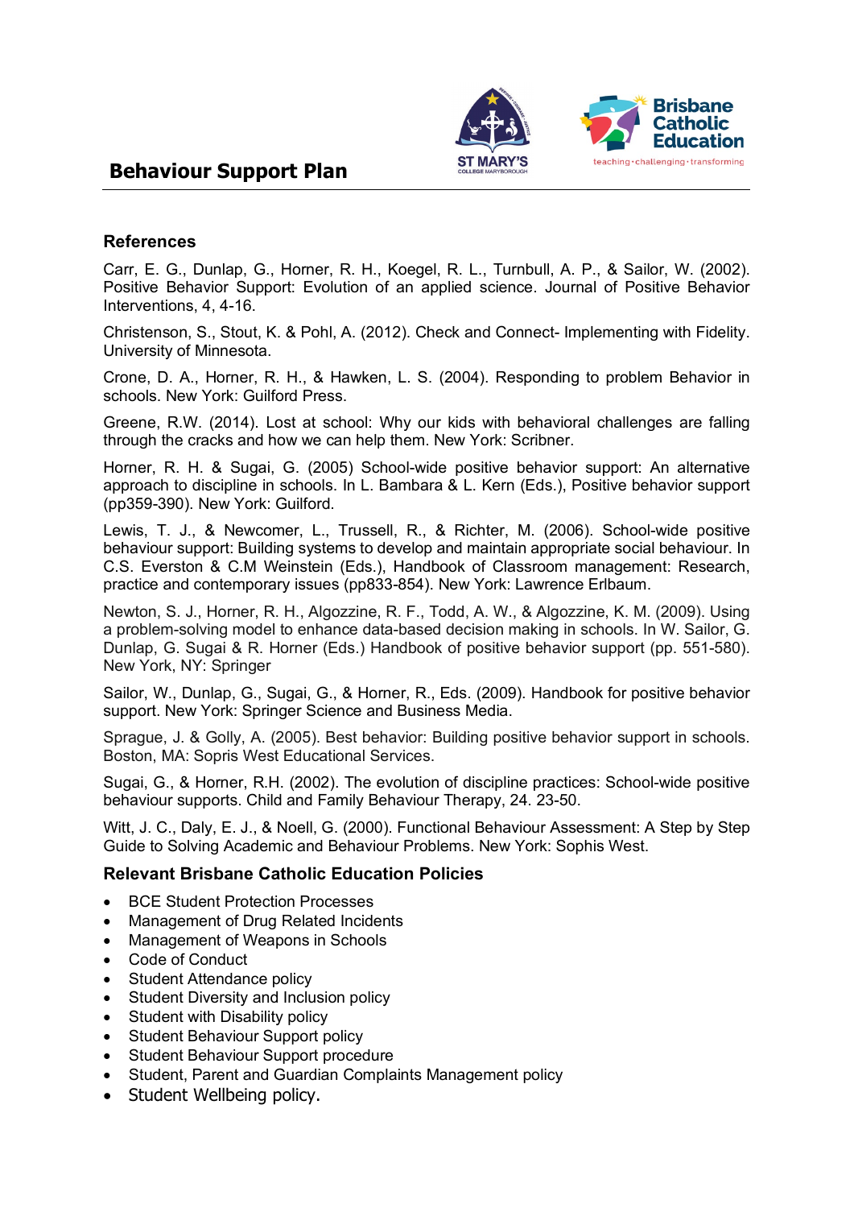## References

Carr, E. G., Dunlap, G., Horner, R. H., Koegel, R. L., Turnbull, A. P., & Sailor, W. (2002). Positive Behavior Support: Evolution of an applied science. Journal of Positive Behavior Interventions, 4, 4-16.

Christenson, S., Stout, K. & Pohl, A. (2012). Check and Connect- Implementing with Fidelity. University of Minnesota.

Crone, D. A., Horner, R. H., & Hawken, L. S. (2004). Responding to problem Behavior in schools. New York: Guilford Press.

Greene, R.W. (2014). Lost at school: Why our kids with behavioral challenges are falling through the cracks and how we can help them. New York: Scribner.

Horner, R. H. & Sugai, G. (2005) School-wide positive behavior support: An alternative approach to discipline in schools. In L. Bambara & L. Kern (Eds.), Positive behavior support (pp359-390). New York: Guilford.

Lewis, T. J., & Newcomer, L., Trussell, R., & Richter, M. (2006). School-wide positive behaviour support: Building systems to develop and maintain appropriate social behaviour. In C.S. Everston & C.M Weinstein (Eds.), Handbook of Classroom management: Research, practice and contemporary issues (pp833-854). New York: Lawrence Erlbaum.

Newton, S. J., Horner, R. H., Algozzine, R. F., Todd, A. W., & Algozzine, K. M. (2009). Using a problem-solving model to enhance data-based decision making in schools. In W. Sailor, G. Dunlap, G. Sugai & R. Horner (Eds.) Handbook of positive behavior support (pp. 551-580). New York, NY: Springer

Sailor, W., Dunlap, G., Sugai, G., & Horner, R., Eds. (2009). Handbook for positive behavior support. New York: Springer Science and Business Media.

Sprague, J. & Golly, A. (2005). Best behavior: Building positive behavior support in schools. Boston, MA: Sopris West Educational Services.

Sugai, G., & Horner, R.H. (2002). The evolution of discipline practices: School-wide positive behaviour supports. Child and Family Behaviour Therapy, 24. 23-50.

Witt, J. C., Daly, E. J., & Noell, G. (2000). Functional Behaviour Assessment: A Step by Step Guide to Solving Academic and Behaviour Problems. New York: Sophis West.

## Relevant Brisbane Catholic Education Policies

- BCE Student Protection Processes
- Management of Drug Related Incidents
- Management of Weapons in Schools
- Code of Conduct
- Student Attendance policy
- Student Diversity and Inclusion policy
- Student with Disability policy
- Student Behaviour Support policy
- Student Behaviour Support procedure
- Student, Parent and Guardian Complaints Management policy
- Student Wellbeing policy.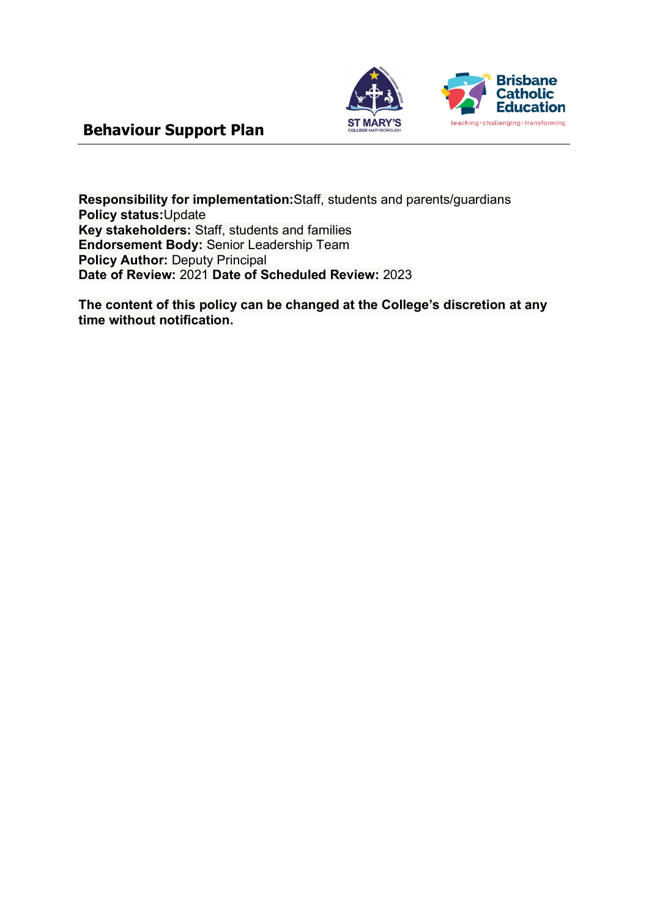# Behaviour Support Plan

**Responsibility for implementation:** Staff, students and parents/guardians
**Policy status:** Update
**Key stakeholders:** Staff, students and families
**Endorsement Body:** Senior Leadership Team
**Policy Author:** Deputy Principal
**Date of Review:** 2021 **Date of Scheduled Review:** 2023

**The content of this policy can be changed at the College's discretion at any time without notification.**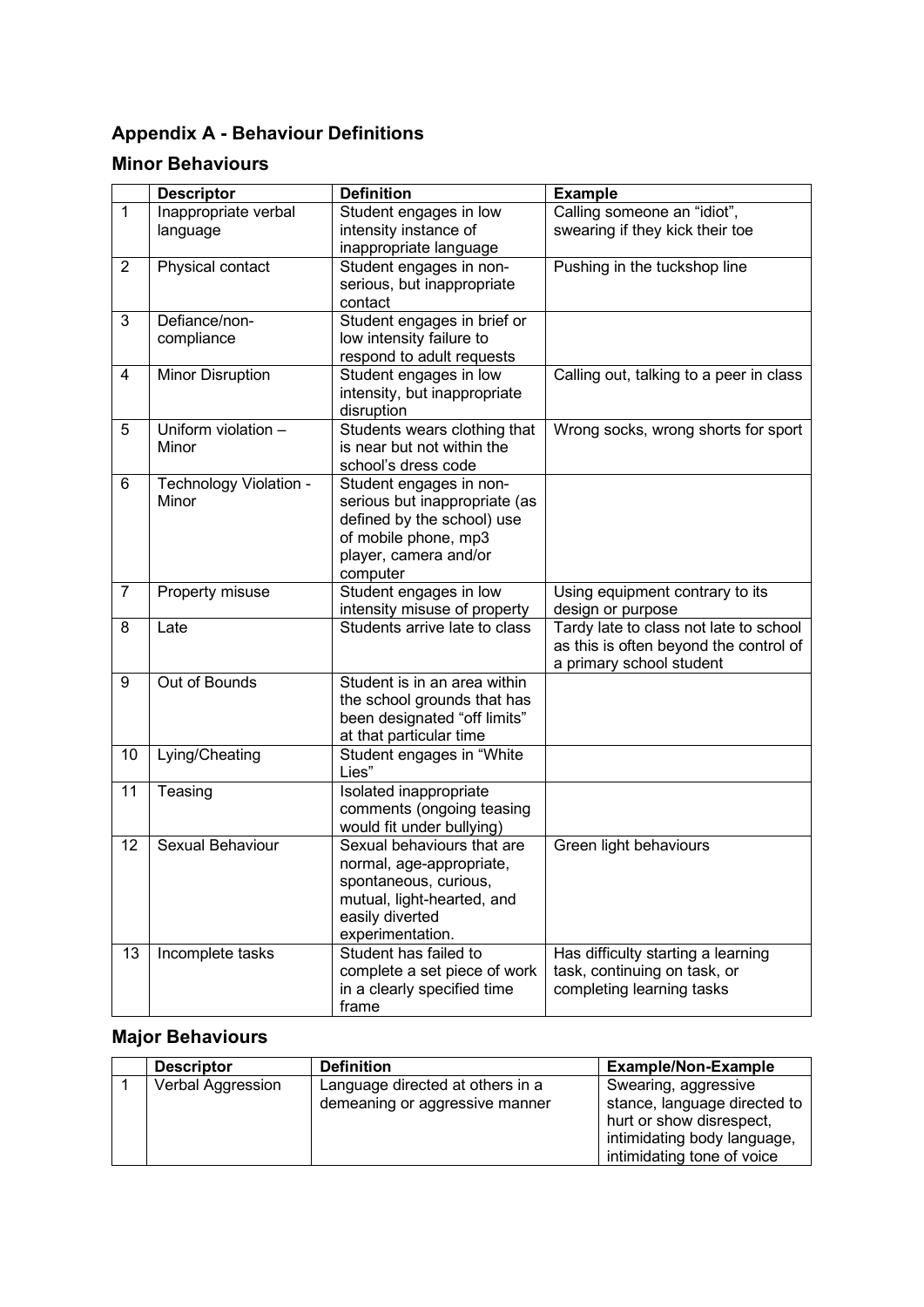## Appendix A - Behaviour Definitions

### Minor Behaviours

| | Descriptor | Definition | Example |
|---|---|---|---|
| 1 | Inappropriate verbal language | Student engages in low intensity instance of inappropriate language | Calling someone an "idiot", swearing if they kick their toe |
| 2 | Physical contact | Student engages in non-serious, but inappropriate contact | Pushing in the tuckshop line |
| 3 | Defiance/non-compliance | Student engages in brief or low intensity failure to respond to adult requests | |
| 4 | Minor Disruption | Student engages in low intensity, but inappropriate disruption | Calling out, talking to a peer in class |
| 5 | Uniform violation – Minor | Students wears clothing that is near but not within the school's dress code | Wrong socks, wrong shorts for sport |
| 6 | Technology Violation - Minor | Student engages in non-serious but inappropriate (as defined by the school) use of mobile phone, mp3 player, camera and/or computer | |
| 7 | Property misuse | Student engages in low intensity misuse of property | Using equipment contrary to its design or purpose |
| 8 | Late | Students arrive late to class | Tardy late to class not late to school as this is often beyond the control of a primary school student |
| 9 | Out of Bounds | Student is in an area within the school grounds that has been designated "off limits" at that particular time | |
| 10 | Lying/Cheating | Student engages in "White Lies" | |
| 11 | Teasing | Isolated inappropriate comments (ongoing teasing would fit under bullying) | |
| 12 | Sexual Behaviour | Sexual behaviours that are normal, age-appropriate, spontaneous, curious, mutual, light-hearted, and easily diverted experimentation. | Green light behaviours |
| 13 | Incomplete tasks | Student has failed to complete a set piece of work in a clearly specified time frame | Has difficulty starting a learning task, continuing on task, or completing learning tasks |

### Major Behaviours

| | Descriptor | Definition | Example/Non-Example |
|---|---|---|---|
| 1 | Verbal Aggression | Language directed at others in a demeaning or aggressive manner | Swearing, aggressive stance, language directed to hurt or show disrespect, intimidating body language, intimidating tone of voice |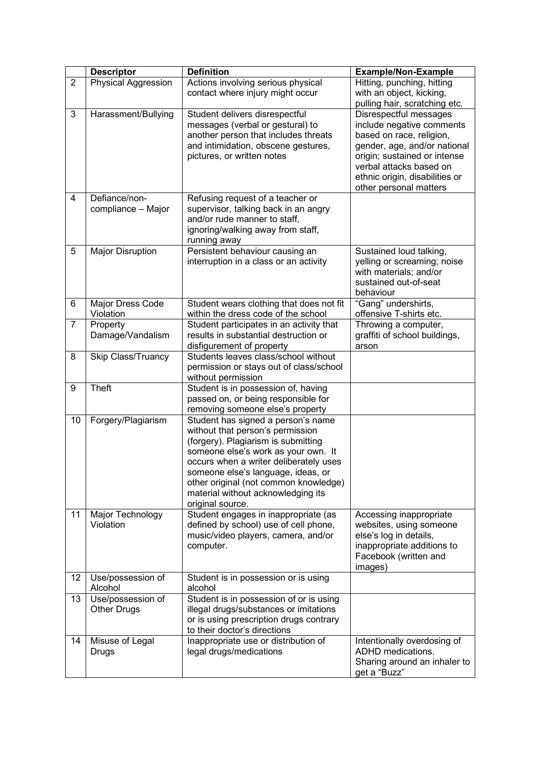| | Descriptor | Definition | Example/Non-Example |
|---|---|---|---|
| 2 | Physical Aggression | Actions involving serious physical contact where injury might occur | Hitting, punching, hitting with an object, kicking, pulling hair, scratching etc. |
| 3 | Harassment/Bullying | Student delivers disrespectful messages (verbal or gestural) to another person that includes threats and intimidation, obscene gestures, pictures, or written notes | Disrespectful messages include negative comments based on race, religion, gender, age, and/or national origin; sustained or intense verbal attacks based on ethnic origin, disabilities or other personal matters |
| 4 | Defiance/non-compliance – Major | Refusing request of a teacher or supervisor, talking back in an angry and/or rude manner to staff, ignoring/walking away from staff, running away | |
| 5 | Major Disruption | Persistent behaviour causing an interruption in a class or an activity | Sustained loud talking, yelling or screaming; noise with materials; and/or sustained out-of-seat behaviour |
| 6 | Major Dress Code Violation | Student wears clothing that does not fit within the dress code of the school | "Gang" undershirts, offensive T-shirts etc. |
| 7 | Property Damage/Vandalism | Student participates in an activity that results in substantial destruction or disfigurement of property | Throwing a computer, graffiti of school buildings, arson |
| 8 | Skip Class/Truancy | Students leaves class/school without permission or stays out of class/school without permission | |
| 9 | Theft | Student is in possession of, having passed on, or being responsible for removing someone else's property | |
| 10 | Forgery/Plagiarism | Student has signed a person's name without that person's permission (forgery). Plagiarism is submitting someone else's work as your own. It occurs when a writer deliberately uses someone else's language, ideas, or other original (not common knowledge) material without acknowledging its original source. | |
| 11 | Major Technology Violation | Student engages in inappropriate (as defined by school) use of cell phone, music/video players, camera, and/or computer. | Accessing inappropriate websites, using someone else's log in details, inappropriate additions to Facebook (written and images) |
| 12 | Use/possession of Alcohol | Student is in possession or is using alcohol | |
| 13 | Use/possession of Other Drugs | Student is in possession of or is using illegal drugs/substances or imitations or is using prescription drugs contrary to their doctor's directions | |
| 14 | Misuse of Legal Drugs | Inappropriate use or distribution of legal drugs/medications | Intentionally overdosing of ADHD medications. Sharing around an inhaler to get a "Buzz" |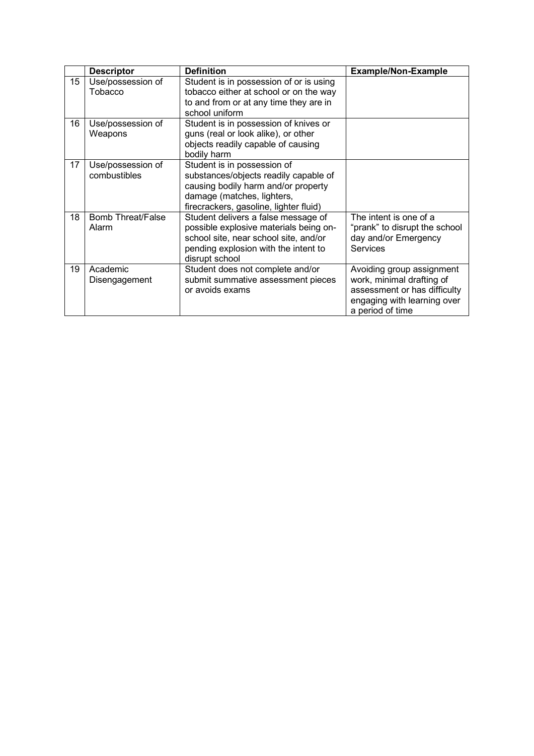| | Descriptor | Definition | Example/Non-Example |
|---|---|---|---|
| 15 | Use/possession of Tobacco | Student is in possession of or is using tobacco either at school or on the way to and from or at any time they are in school uniform | |
| 16 | Use/possession of Weapons | Student is in possession of knives or guns (real or look alike), or other objects readily capable of causing bodily harm | |
| 17 | Use/possession of combustibles | Student is in possession of substances/objects readily capable of causing bodily harm and/or property damage (matches, lighters, firecrackers, gasoline, lighter fluid) | |
| 18 | Bomb Threat/False Alarm | Student delivers a false message of possible explosive materials being on-school site, near school site, and/or pending explosion with the intent to disrupt school | The intent is one of a "prank" to disrupt the school day and/or Emergency Services |
| 19 | Academic Disengagement | Student does not complete and/or submit summative assessment pieces or avoids exams | Avoiding group assignment work, minimal drafting of assessment or has difficulty engaging with learning over a period of time |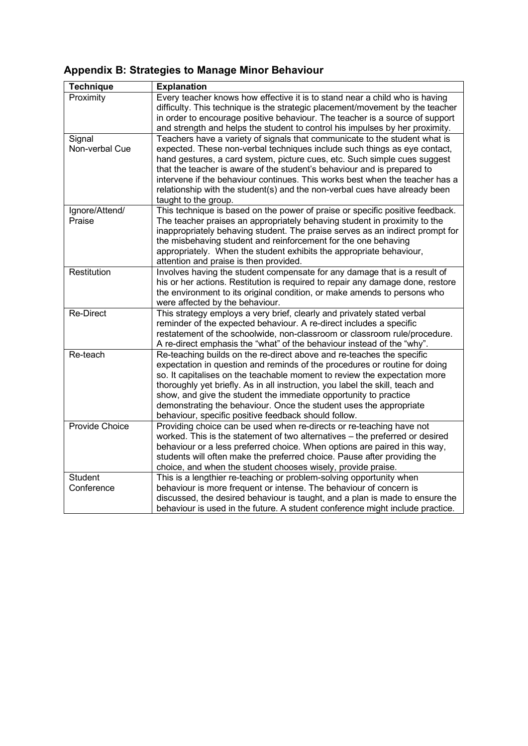## Appendix B: Strategies to Manage Minor Behaviour

| Technique | Explanation |
| --- | --- |
| Proximity | Every teacher knows how effective it is to stand near a child who is having difficulty. This technique is the strategic placement/movement by the teacher in order to encourage positive behaviour. The teacher is a source of support and strength and helps the student to control his impulses by her proximity. |
| Signal Non-verbal Cue | Teachers have a variety of signals that communicate to the student what is expected. These non-verbal techniques include such things as eye contact, hand gestures, a card system, picture cues, etc. Such simple cues suggest that the teacher is aware of the student's behaviour and is prepared to intervene if the behaviour continues. This works best when the teacher has a relationship with the student(s) and the non-verbal cues have already been taught to the group. |
| Ignore/Attend/ Praise | This technique is based on the power of praise or specific positive feedback. The teacher praises an appropriately behaving student in proximity to the inappropriately behaving student. The praise serves as an indirect prompt for the misbehaving student and reinforcement for the one behaving appropriately. When the student exhibits the appropriate behaviour, attention and praise is then provided. |
| Restitution | Involves having the student compensate for any damage that is a result of his or her actions. Restitution is required to repair any damage done, restore the environment to its original condition, or make amends to persons who were affected by the behaviour. |
| Re-Direct | This strategy employs a very brief, clearly and privately stated verbal reminder of the expected behaviour. A re-direct includes a specific restatement of the schoolwide, non-classroom or classroom rule/procedure. A re-direct emphasis the "what" of the behaviour instead of the "why". |
| Re-teach | Re-teaching builds on the re-direct above and re-teaches the specific expectation in question and reminds of the procedures or routine for doing so. It capitalises on the teachable moment to review the expectation more thoroughly yet briefly. As in all instruction, you label the skill, teach and show, and give the student the immediate opportunity to practice demonstrating the behaviour. Once the student uses the appropriate behaviour, specific positive feedback should follow. |
| Provide Choice | Providing choice can be used when re-directs or re-teaching have not worked. This is the statement of two alternatives – the preferred or desired behaviour or a less preferred choice. When options are paired in this way, students will often make the preferred choice. Pause after providing the choice, and when the student chooses wisely, provide praise. |
| Student Conference | This is a lengthier re-teaching or problem-solving opportunity when behaviour is more frequent or intense. The behaviour of concern is discussed, the desired behaviour is taught, and a plan is made to ensure the behaviour is used in the future. A student conference might include practice. |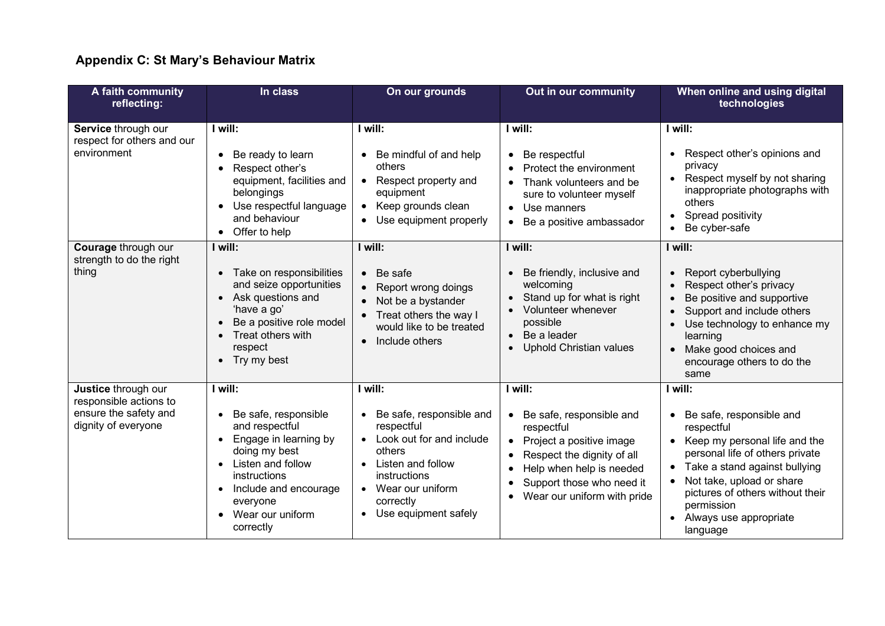## Appendix C: St Mary's Behaviour Matrix

| A faith community reflecting: | In class | On our grounds | Out in our community | When online and using digital technologies |
|---|---|---|---|---|
| **Service** through our respect for others and our environment | **I will:**<br>• Be ready to learn<br>• Respect other's equipment, facilities and belongings<br>• Use respectful language and behaviour<br>• Offer to help | **I will:**<br>• Be mindful of and help others<br>• Respect property and equipment<br>• Keep grounds clean<br>• Use equipment properly | **I will:**<br>• Be respectful<br>• Protect the environment<br>• Thank volunteers and be sure to volunteer myself<br>• Use manners<br>• Be a positive ambassador | **I will:**<br>• Respect other's opinions and privacy<br>• Respect myself by not sharing inappropriate photographs with others<br>• Spread positivity<br>• Be cyber-safe |
| **Courage** through our strength to do the right thing | **I will:**<br>• Take on responsibilities and seize opportunities<br>• Ask questions and 'have a go'<br>• Be a positive role model<br>• Treat others with respect<br>• Try my best | **I will:**<br>• Be safe<br>• Report wrong doings<br>• Not be a bystander<br>• Treat others the way I would like to be treated<br>• Include others | **I will:**<br>• Be friendly, inclusive and welcoming<br>• Stand up for what is right<br>• Volunteer whenever possible<br>• Be a leader<br>• Uphold Christian values | **I will:**<br>• Report cyberbullying<br>• Respect other's privacy<br>• Be positive and supportive<br>• Support and include others<br>• Use technology to enhance my learning<br>• Make good choices and encourage others to do the same |
| **Justice** through our responsible actions to ensure the safety and dignity of everyone | **I will:**<br>• Be safe, responsible and respectful<br>• Engage in learning by doing my best<br>• Listen and follow instructions<br>• Include and encourage everyone<br>• Wear our uniform correctly | **I will:**<br>• Be safe, responsible and respectful<br>• Look out for and include others<br>• Listen and follow instructions<br>• Wear our uniform correctly<br>• Use equipment safely | **I will:**<br>• Be safe, responsible and respectful<br>• Project a positive image<br>• Respect the dignity of all<br>• Help when help is needed<br>• Support those who need it<br>• Wear our uniform with pride | **I will:**<br>• Be safe, responsible and respectful<br>• Keep my personal life and the personal life of others private<br>• Take a stand against bullying<br>• Not take, upload or share pictures of others without their permission<br>• Always use appropriate language |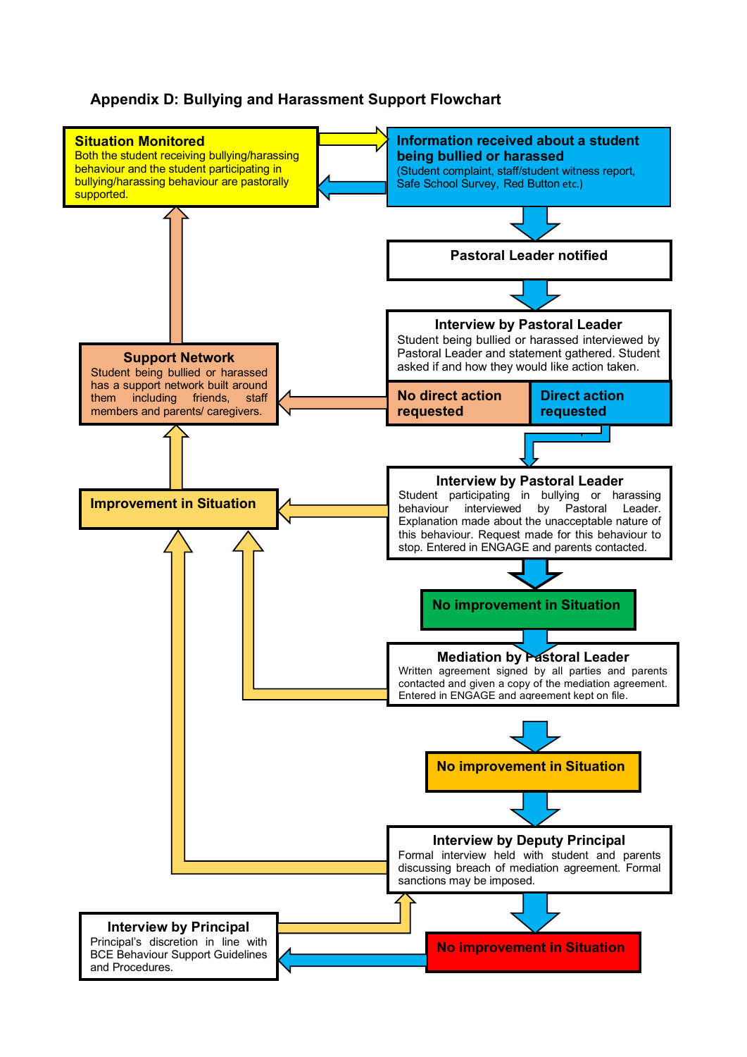## Appendix D: Bullying and Harassment Support Flowchart

**Situation Monitored**
Both the student receiving bullying/harassing behaviour and the student participating in bullying/harassing behaviour are pastorally supported.

**Information received about a student being bullied or harassed**
(Student complaint, staff/student witness report, Safe School Survey, Red Button etc.)

**Pastoral Leader notified**

**Interview by Pastoral Leader**
Student being bullied or harassed interviewed by Pastoral Leader and statement gathered. Student asked if and how they would like action taken.

**No direct action requested**

**Direct action requested**

**Support Network**
Student being bullied or harassed has a support network built around them including friends, staff members and parents/ caregivers.

**Interview by Pastoral Leader**
Student participating in bullying or harassing behaviour interviewed by Pastoral Leader. Explanation made about the unacceptable nature of this behaviour. Request made for this behaviour to stop. Entered in ENGAGE and parents contacted.

**Improvement in Situation**

**No improvement in Situation**

**Mediation by Pastoral Leader**
Written agreement signed by all parties and parents contacted and given a copy of the mediation agreement. Entered in ENGAGE and agreement kept on file.

**No improvement in Situation**

**Interview by Deputy Principal**
Formal interview held with student and parents discussing breach of mediation agreement. Formal sanctions may be imposed.

**No improvement in Situation**

**Interview by Principal**
Principal's discretion in line with BCE Behaviour Support Guidelines and Procedures.